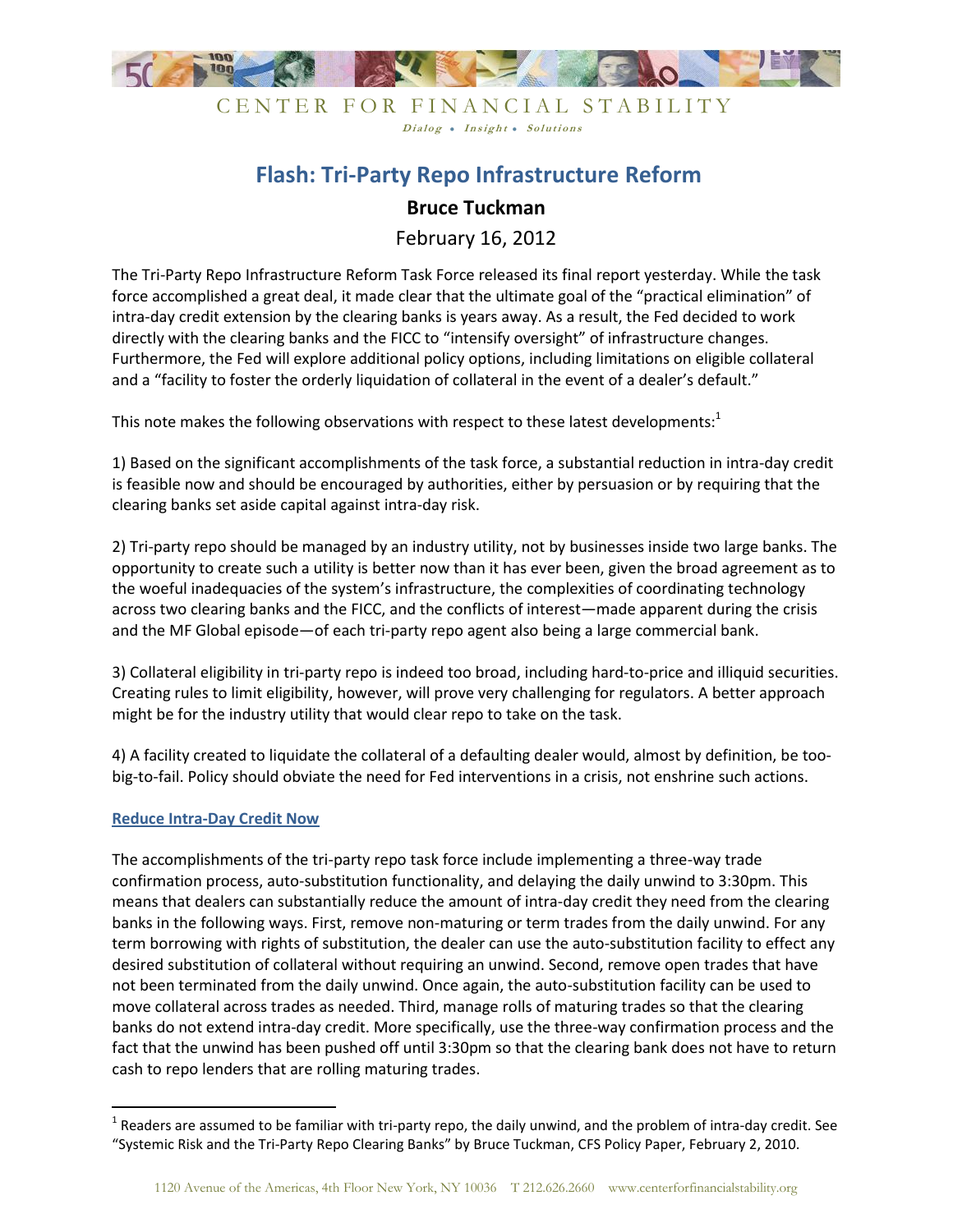CENTER FOR FINANCIAL STABILITY

*Dialog • Insight • Solutions*

# Flash: Tri-Party Repo Infrastructure Reform

**Bruce Tuckman**

February 16, 2012

The Tri-Party Repo Infrastructure Reform Task Force released its final report yesterday. While the task force accomplished a great deal, it made clear that the ultimate goal of the "practical elimination" of intra-day credit extension by the clearing banks is years away. As a result, the Fed decided to work directly with the clearing banks and the FICC to "intensify oversight" of infrastructure changes. Furthermore, the Fed will explore additional policy options, including limitations on eligible collateral and a "facility to foster the orderly liquidation of collateral in the event of a dealer's default."

This note makes the following observations with respect to these latest developments:[1]

1) Based on the significant accomplishments of the task force, a substantial reduction in intra-day credit is feasible now and should be encouraged by authorities, either by persuasion or by requiring that the clearing banks set aside capital against intra-day risk.

2) Tri-party repo should be managed by an industry utility, not by businesses inside two large banks. The opportunity to create such a utility is better now than it has ever been, given the broad agreement as to the woeful inadequacies of the system's infrastructure, the complexities of coordinating technology across two clearing banks and the FICC, and the conflicts of interest—made apparent during the crisis and the MF Global episode—of each tri-party repo agent also being a large commercial bank.

3) Collateral eligibility in tri-party repo is indeed too broad, including hard-to-price and illiquid securities. Creating rules to limit eligibility, however, will prove very challenging for regulators. A better approach might be for the industry utility that would clear repo to take on the task.

4) A facility created to liquidate the collateral of a defaulting dealer would, almost by definition, be too-big-to-fail. Policy should obviate the need for Fed interventions in a crisis, not enshrine such actions.

## Reduce Intra-Day Credit Now

The accomplishments of the tri-party repo task force include implementing a three-way trade confirmation process, auto-substitution functionality, and delaying the daily unwind to 3:30pm. This means that dealers can substantially reduce the amount of intra-day credit they need from the clearing banks in the following ways. First, remove non-maturing or term trades from the daily unwind. For any term borrowing with rights of substitution, the dealer can use the auto-substitution facility to effect any desired substitution of collateral without requiring an unwind. Second, remove open trades that have not been terminated from the daily unwind. Once again, the auto-substitution facility can be used to move collateral across trades as needed. Third, manage rolls of maturing trades so that the clearing banks do not extend intra-day credit. More specifically, use the three-way confirmation process and the fact that the unwind has been pushed off until 3:30pm so that the clearing bank does not have to return cash to repo lenders that are rolling maturing trades.

---

[1] Readers are assumed to be familiar with tri-party repo, the daily unwind, and the problem of intra-day credit. See "Systemic Risk and the Tri-Party Repo Clearing Banks" by Bruce Tuckman, CFS Policy Paper, February 2, 2010.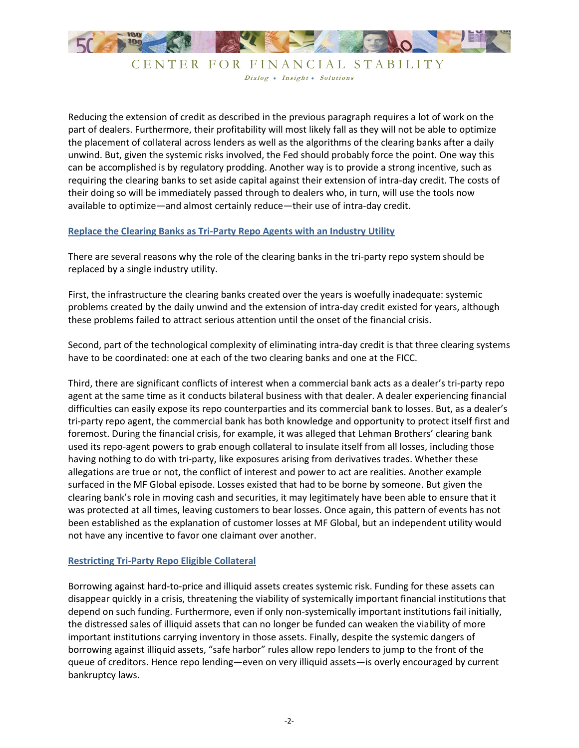Reducing the extension of credit as described in the previous paragraph requires a lot of work on the part of dealers. Furthermore, their profitability will most likely fall as they will not be able to optimize the placement of collateral across lenders as well as the algorithms of the clearing banks after a daily unwind. But, given the systemic risks involved, the Fed should probably force the point. One way this can be accomplished is by regulatory prodding. Another way is to provide a strong incentive, such as requiring the clearing banks to set aside capital against their extension of intra-day credit. The costs of their doing so will be immediately passed through to dealers who, in turn, will use the tools now available to optimize—and almost certainly reduce—their use of intra-day credit.

## Replace the Clearing Banks as Tri-Party Repo Agents with an Industry Utility

There are several reasons why the role of the clearing banks in the tri-party repo system should be replaced by a single industry utility.

First, the infrastructure the clearing banks created over the years is woefully inadequate: systemic problems created by the daily unwind and the extension of intra-day credit existed for years, although these problems failed to attract serious attention until the onset of the financial crisis.

Second, part of the technological complexity of eliminating intra-day credit is that three clearing systems have to be coordinated: one at each of the two clearing banks and one at the FICC.

Third, there are significant conflicts of interest when a commercial bank acts as a dealer's tri-party repo agent at the same time as it conducts bilateral business with that dealer. A dealer experiencing financial difficulties can easily expose its repo counterparties and its commercial bank to losses. But, as a dealer's tri-party repo agent, the commercial bank has both knowledge and opportunity to protect itself first and foremost. During the financial crisis, for example, it was alleged that Lehman Brothers' clearing bank used its repo-agent powers to grab enough collateral to insulate itself from all losses, including those having nothing to do with tri-party, like exposures arising from derivatives trades. Whether these allegations are true or not, the conflict of interest and power to act are realities. Another example surfaced in the MF Global episode. Losses existed that had to be borne by someone. But given the clearing bank's role in moving cash and securities, it may legitimately have been able to ensure that it was protected at all times, leaving customers to bear losses. Once again, this pattern of events has not been established as the explanation of customer losses at MF Global, but an independent utility would not have any incentive to favor one claimant over another.

## Restricting Tri-Party Repo Eligible Collateral

Borrowing against hard-to-price and illiquid assets creates systemic risk. Funding for these assets can disappear quickly in a crisis, threatening the viability of systemically important financial institutions that depend on such funding. Furthermore, even if only non-systemically important institutions fail initially, the distressed sales of illiquid assets that can no longer be funded can weaken the viability of more important institutions carrying inventory in those assets. Finally, despite the systemic dangers of borrowing against illiquid assets, "safe harbor" rules allow repo lenders to jump to the front of the queue of creditors. Hence repo lending—even on very illiquid assets—is overly encouraged by current bankruptcy laws.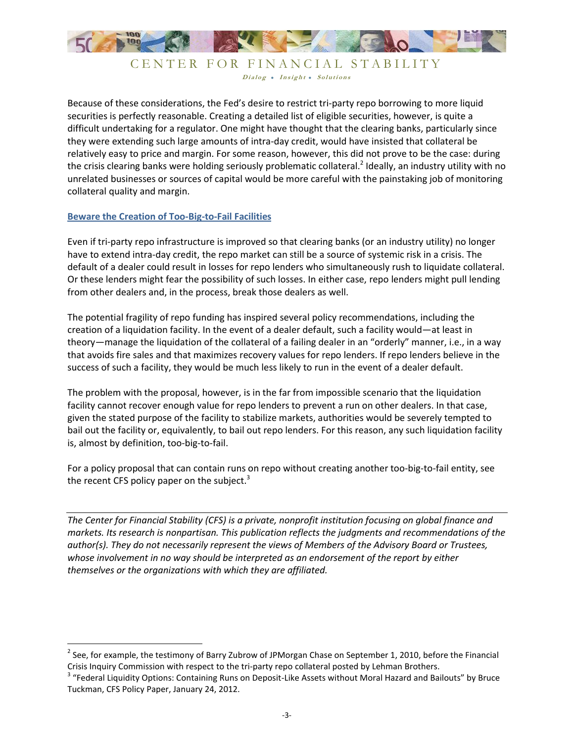Because of these considerations, the Fed's desire to restrict tri-party repo borrowing to more liquid securities is perfectly reasonable. Creating a detailed list of eligible securities, however, is quite a difficult undertaking for a regulator. One might have thought that the clearing banks, particularly since they were extending such large amounts of intra-day credit, would have insisted that collateral be relatively easy to price and margin. For some reason, however, this did not prove to be the case: during the crisis clearing banks were holding seriously problematic collateral.[2] Ideally, an industry utility with no unrelated businesses or sources of capital would be more careful with the painstaking job of monitoring collateral quality and margin.

## Beware the Creation of Too-Big-to-Fail Facilities

Even if tri-party repo infrastructure is improved so that clearing banks (or an industry utility) no longer have to extend intra-day credit, the repo market can still be a source of systemic risk in a crisis. The default of a dealer could result in losses for repo lenders who simultaneously rush to liquidate collateral. Or these lenders might fear the possibility of such losses. In either case, repo lenders might pull lending from other dealers and, in the process, break those dealers as well.

The potential fragility of repo funding has inspired several policy recommendations, including the creation of a liquidation facility. In the event of a dealer default, such a facility would—at least in theory—manage the liquidation of the collateral of a failing dealer in an "orderly" manner, i.e., in a way that avoids fire sales and that maximizes recovery values for repo lenders. If repo lenders believe in the success of such a facility, they would be much less likely to run in the event of a dealer default.

The problem with the proposal, however, is in the far from impossible scenario that the liquidation facility cannot recover enough value for repo lenders to prevent a run on other dealers. In that case, given the stated purpose of the facility to stabilize markets, authorities would be severely tempted to bail out the facility or, equivalently, to bail out repo lenders. For this reason, any such liquidation facility is, almost by definition, too-big-to-fail.

For a policy proposal that can contain runs on repo without creating another too-big-to-fail entity, see the recent CFS policy paper on the subject.[3]

---

*The Center for Financial Stability (CFS) is a private, nonprofit institution focusing on global finance and markets. Its research is nonpartisan. This publication reflects the judgments and recommendations of the author(s). They do not necessarily represent the views of Members of the Advisory Board or Trustees, whose involvement in no way should be interpreted as an endorsement of the report by either themselves or the organizations with which they are affiliated.*

---

[2] See, for example, the testimony of Barry Zubrow of JPMorgan Chase on September 1, 2010, before the Financial Crisis Inquiry Commission with respect to the tri-party repo collateral posted by Lehman Brothers.

[3] "Federal Liquidity Options: Containing Runs on Deposit-Like Assets without Moral Hazard and Bailouts" by Bruce Tuckman, CFS Policy Paper, January 24, 2012.